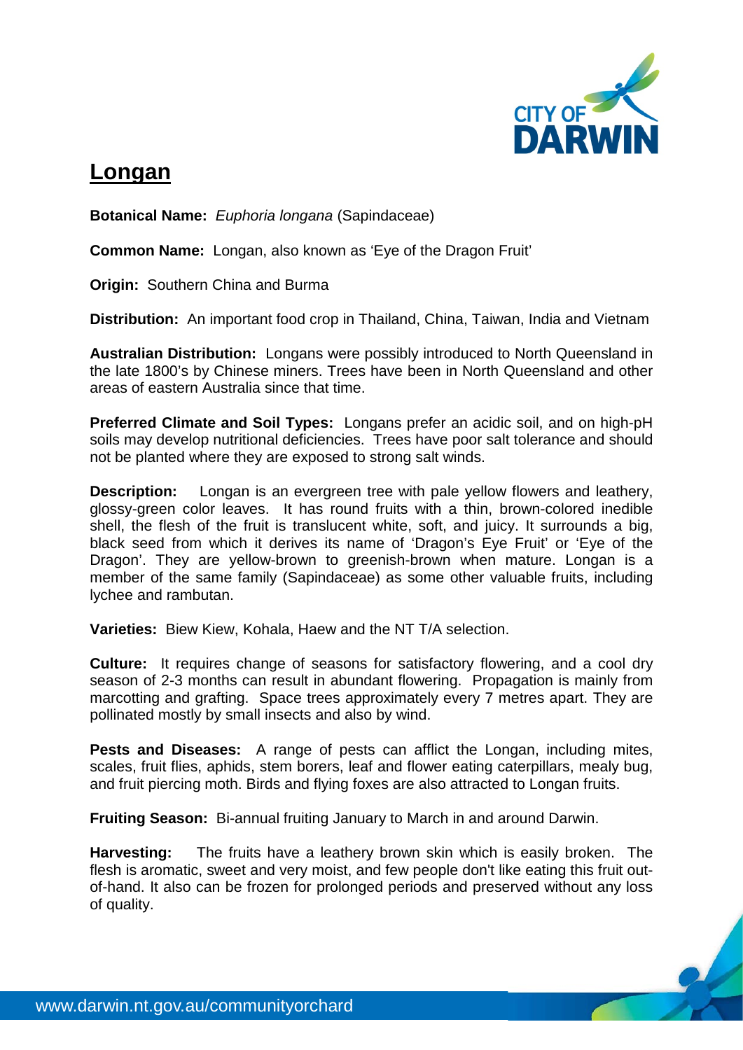# Longan

**Botanical Name:** *Euphoria longana* (Sapindaceae)

**Common Name:** Longan, also known as 'Eye of the Dragon Fruit'

**Origin:** Southern China and Burma

**Distribution:** An important food crop in Thailand, China, Taiwan, India and Vietnam

**Australian Distribution:** Longans were possibly introduced to North Queensland in the late 1800's by Chinese miners. Trees have been in North Queensland and other areas of eastern Australia since that time.

**Preferred Climate and Soil Types:** Longans prefer an acidic soil, and on high-pH soils may develop nutritional deficiencies. Trees have poor salt tolerance and should not be planted where they are exposed to strong salt winds.

**Description:** Longan is an evergreen tree with pale yellow flowers and leathery, glossy-green color leaves. It has round fruits with a thin, brown-colored inedible shell, the flesh of the fruit is translucent white, soft, and juicy. It surrounds a big, black seed from which it derives its name of 'Dragon's Eye Fruit' or 'Eye of the Dragon'. They are yellow-brown to greenish-brown when mature. Longan is a member of the same family (Sapindaceae) as some other valuable fruits, including lychee and rambutan.

**Varieties:** Biew Kiew, Kohala, Haew and the NT T/A selection.

**Culture:** It requires change of seasons for satisfactory flowering, and a cool dry season of 2-3 months can result in abundant flowering. Propagation is mainly from marcotting and grafting. Space trees approximately every 7 metres apart. They are pollinated mostly by small insects and also by wind.

**Pests and Diseases:** A range of pests can afflict the Longan, including mites, scales, fruit flies, aphids, stem borers, leaf and flower eating caterpillars, mealy bug, and fruit piercing moth. Birds and flying foxes are also attracted to Longan fruits.

**Fruiting Season:** Bi-annual fruiting January to March in and around Darwin.

**Harvesting:** The fruits have a leathery brown skin which is easily broken. The flesh is aromatic, sweet and very moist, and few people don't like eating this fruit out-of-hand. It also can be frozen for prolonged periods and preserved without any loss of quality.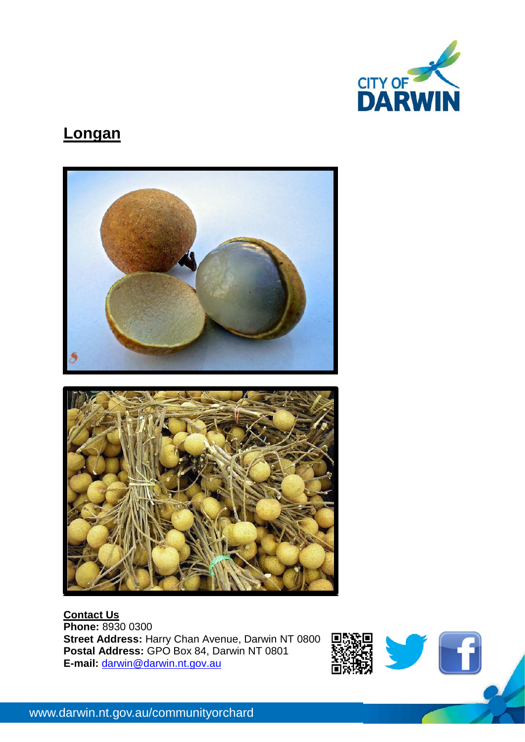## Longan

**Contact Us**
**Phone:** 8930 0300
**Street Address:** Harry Chan Avenue, Darwin NT 0800
**Postal Address:** GPO Box 84, Darwin NT 0801
**E-mail:** darwin@darwin.nt.gov.au

www.darwin.nt.gov.au/communityorchard